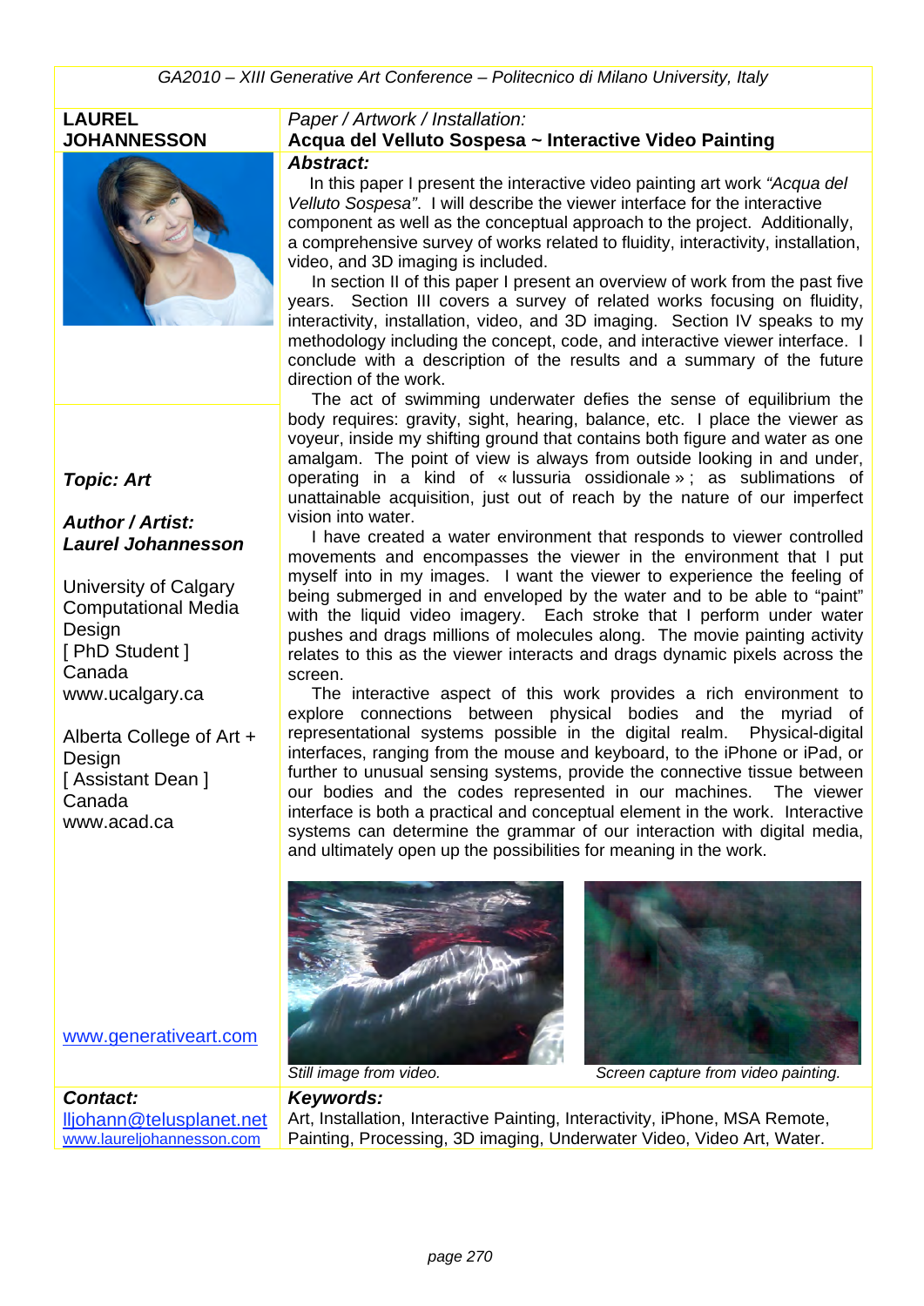**LAUREL JOHANNESSON**

*Paper / Artwork / Installation:*

## Acqua del Velluto Sospesa ~ Interactive Video Painting

***Topic: Art***

***Author / Artist: Laurel Johannesson***

University of Calgary
Computational Media Design
[ PhD Student ]
Canada
www.ucalgary.ca

Alberta College of Art + Design
[ Assistant Dean ]
Canada
www.acad.ca

www.generativeart.com

### Abstract:

In this paper I present the interactive video painting art work *"Acqua del Velluto Sospesa"*. I will describe the viewer interface for the interactive component as well as the conceptual approach to the project. Additionally, a comprehensive survey of works related to fluidity, interactivity, installation, video, and 3D imaging is included.

In section II of this paper I present an overview of work from the past five years. Section III covers a survey of related works focusing on fluidity, interactivity, installation, video, and 3D imaging. Section IV speaks to my methodology including the concept, code, and interactive viewer interface. I conclude with a description of the results and a summary of the future direction of the work.

The act of swimming underwater defies the sense of equilibrium the body requires: gravity, sight, hearing, balance, etc. I place the viewer as voyeur, inside my shifting ground that contains both figure and water as one amalgam. The point of view is always from outside looking in and under, operating in a kind of « lussuria ossidionale » ; as sublimations of unattainable acquisition, just out of reach by the nature of our imperfect vision into water.

I have created a water environment that responds to viewer controlled movements and encompasses the viewer in the environment that I put myself into in my images. I want the viewer to experience the feeling of being submerged in and enveloped by the water and to be able to "paint" with the liquid video imagery. Each stroke that I perform under water pushes and drags millions of molecules along. The movie painting activity relates to this as the viewer interacts and drags dynamic pixels across the screen.

The interactive aspect of this work provides a rich environment to explore connections between physical bodies and the myriad of representational systems possible in the digital realm. Physical-digital interfaces, ranging from the mouse and keyboard, to the iPhone or iPad, or further to unusual sensing systems, provide the connective tissue between our bodies and the codes represented in our machines. The viewer interface is both a practical and conceptual element in the work. Interactive systems can determine the grammar of our interaction with digital media, and ultimately open up the possibilities for meaning in the work.

*Still image from video.*

*Screen capture from video painting.*

***Contact:***
lljohann@telusplanet.net
www.laureljohannesson.com

***Keywords:***
Art, Installation, Interactive Painting, Interactivity, iPhone, MSA Remote, Painting, Processing, 3D imaging, Underwater Video, Video Art, Water.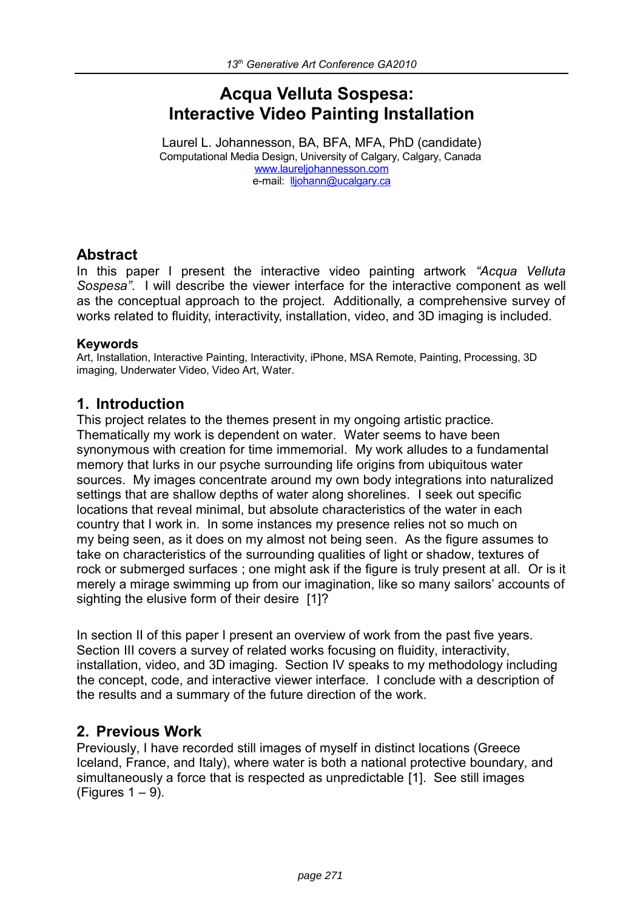# Acqua Velluta Sospesa: Interactive Video Painting Installation

Laurel L. Johannesson, BA, BFA, MFA, PhD (candidate)
Computational Media Design, University of Calgary, Calgary, Canada
www.laureljohannesson.com
e-mail: lljohann@ucalgary.ca

## Abstract

In this paper I present the interactive video painting artwork *"Acqua Velluta Sospesa"*. I will describe the viewer interface for the interactive component as well as the conceptual approach to the project. Additionally, a comprehensive survey of works related to fluidity, interactivity, installation, video, and 3D imaging is included.

### Keywords

Art, Installation, Interactive Painting, Interactivity, iPhone, MSA Remote, Painting, Processing, 3D imaging, Underwater Video, Video Art, Water.

## 1. Introduction

This project relates to the themes present in my ongoing artistic practice. Thematically my work is dependent on water. Water seems to have been synonymous with creation for time immemorial. My work alludes to a fundamental memory that lurks in our psyche surrounding life origins from ubiquitous water sources. My images concentrate around my own body integrations into naturalized settings that are shallow depths of water along shorelines. I seek out specific locations that reveal minimal, but absolute characteristics of the water in each country that I work in. In some instances my presence relies not so much on my being seen, as it does on my almost not being seen. As the figure assumes to take on characteristics of the surrounding qualities of light or shadow, textures of rock or submerged surfaces ; one might ask if the figure is truly present at all. Or is it merely a mirage swimming up from our imagination, like so many sailors' accounts of sighting the elusive form of their desire [1]?

In section II of this paper I present an overview of work from the past five years. Section III covers a survey of related works focusing on fluidity, interactivity, installation, video, and 3D imaging. Section IV speaks to my methodology including the concept, code, and interactive viewer interface. I conclude with a description of the results and a summary of the future direction of the work.

## 2. Previous Work

Previously, I have recorded still images of myself in distinct locations (Greece Iceland, France, and Italy), where water is both a national protective boundary, and simultaneously a force that is respected as unpredictable [1]. See still images (Figures 1 – 9).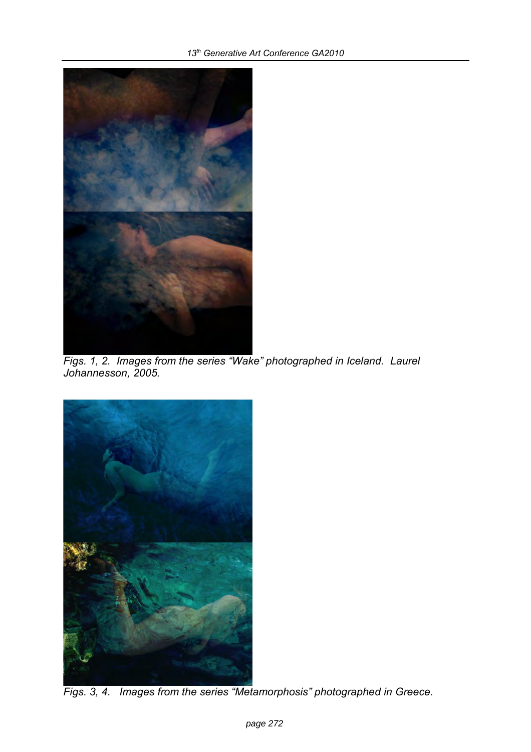*Figs. 1, 2. Images from the series "Wake" photographed in Iceland. Laurel Johannesson, 2005.*

*Figs. 3, 4. Images from the series "Metamorphosis" photographed in Greece.*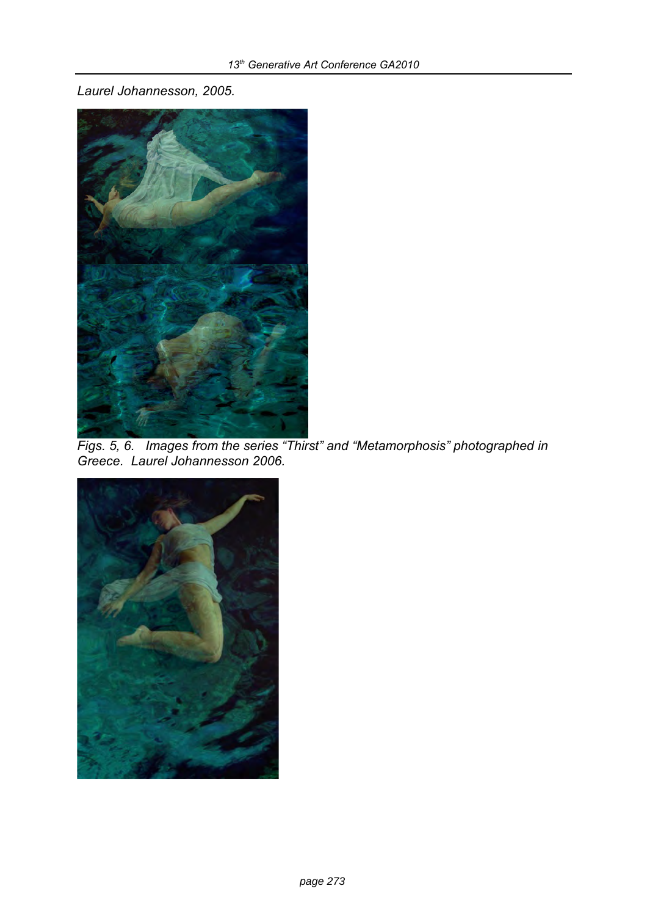*Laurel Johannesson, 2005.*

*Figs. 5, 6. Images from the series "Thirst" and "Metamorphosis" photographed in Greece. Laurel Johannesson 2006.*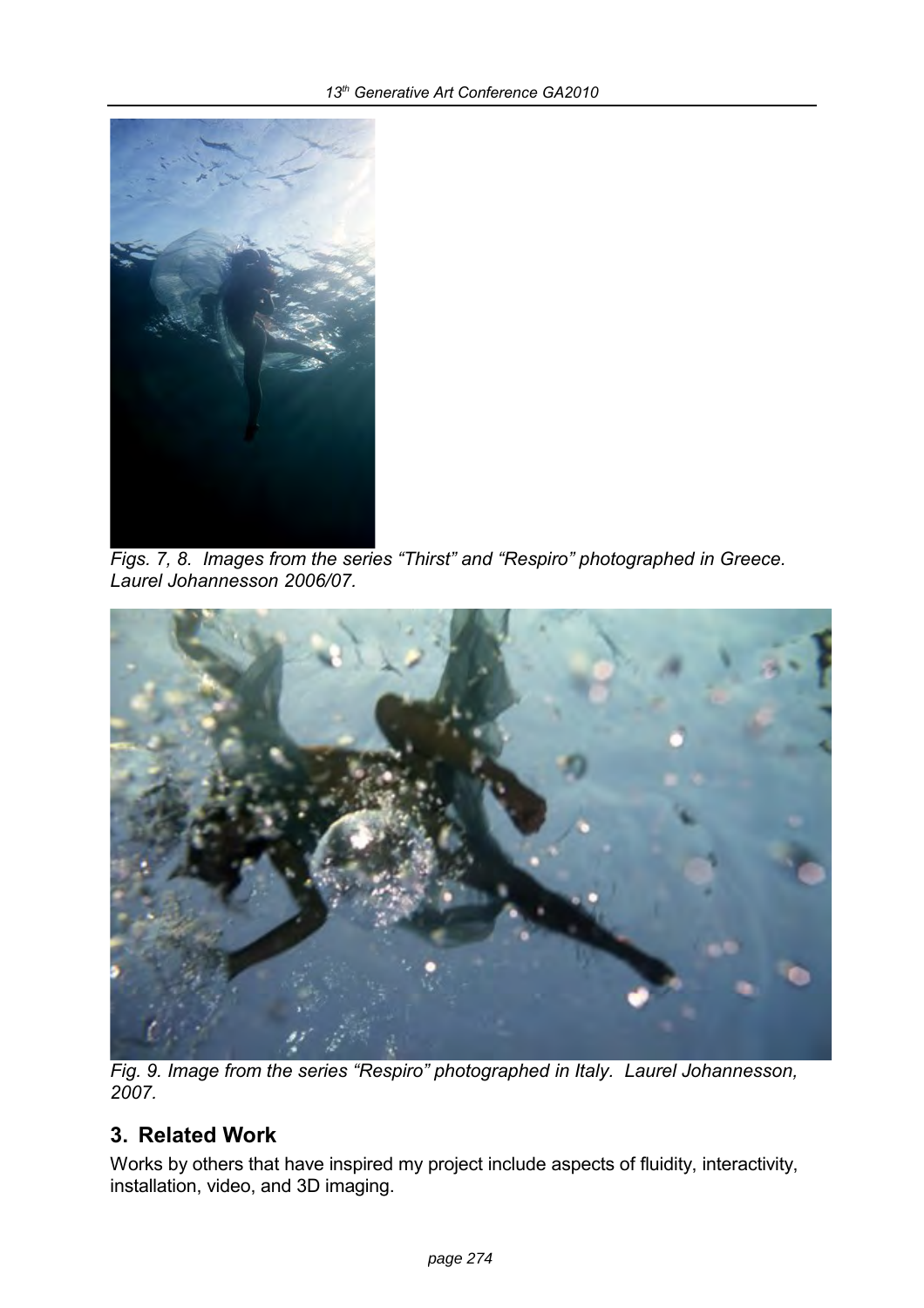*Figs. 7, 8. Images from the series "Thirst" and "Respiro" photographed in Greece. Laurel Johannesson 2006/07.*

*Fig. 9. Image from the series "Respiro" photographed in Italy. Laurel Johannesson, 2007.*

## 3. Related Work

Works by others that have inspired my project include aspects of fluidity, interactivity, installation, video, and 3D imaging.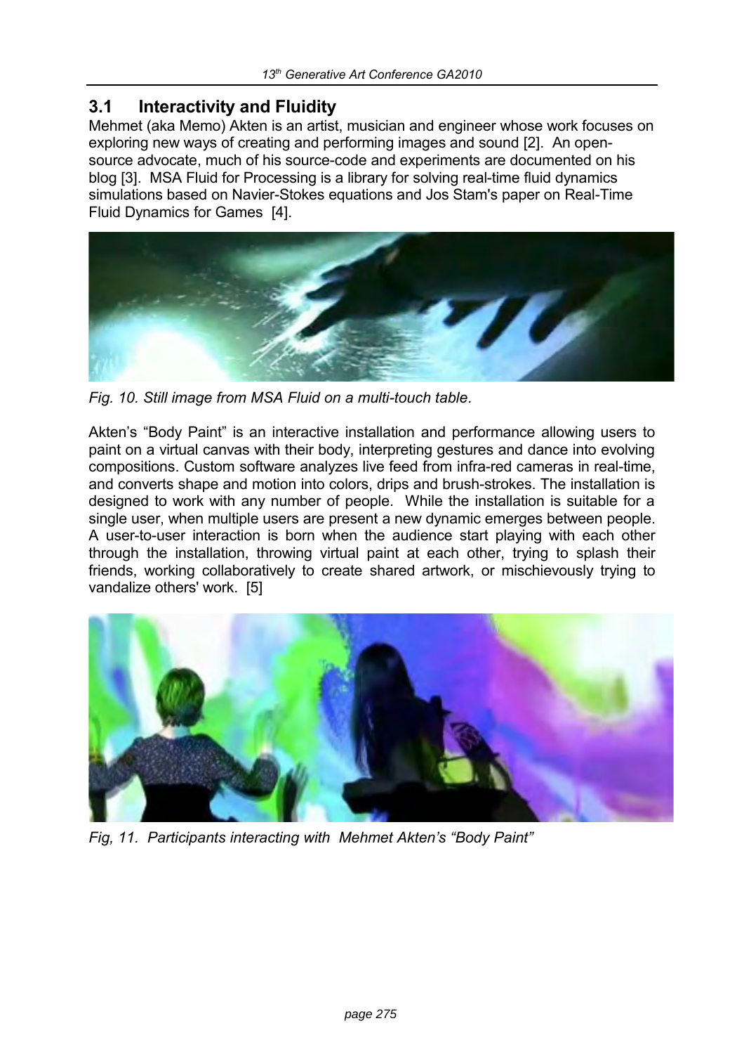## 3.1 Interactivity and Fluidity

Mehmet (aka Memo) Akten is an artist, musician and engineer whose work focuses on exploring new ways of creating and performing images and sound [2]. An open-source advocate, much of his source-code and experiments are documented on his blog [3]. MSA Fluid for Processing is a library for solving real-time fluid dynamics simulations based on Navier-Stokes equations and Jos Stam's paper on Real-Time Fluid Dynamics for Games [4].

*Fig. 10. Still image from MSA Fluid on a multi-touch table.*

Akten's "Body Paint" is an interactive installation and performance allowing users to paint on a virtual canvas with their body, interpreting gestures and dance into evolving compositions. Custom software analyzes live feed from infra-red cameras in real-time, and converts shape and motion into colors, drips and brush-strokes. The installation is designed to work with any number of people. While the installation is suitable for a single user, when multiple users are present a new dynamic emerges between people. A user-to-user interaction is born when the audience start playing with each other through the installation, throwing virtual paint at each other, trying to splash their friends, working collaboratively to create shared artwork, or mischievously trying to vandalize others' work. [5]

*Fig, 11. Participants interacting with Mehmet Akten's "Body Paint"*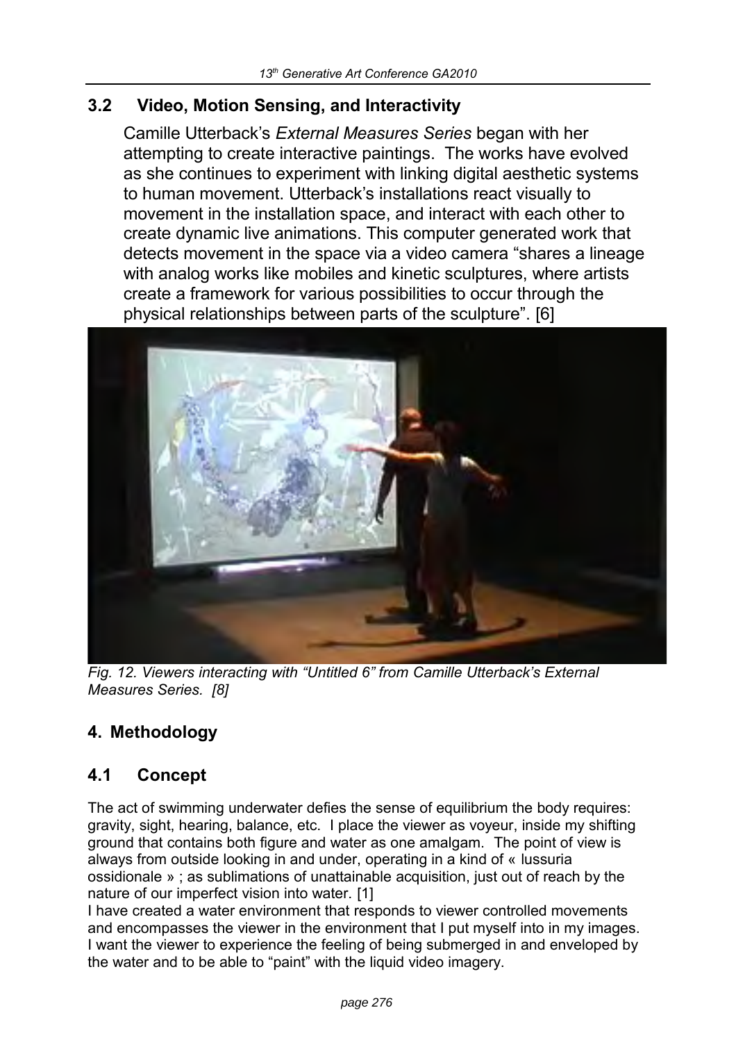## 3.2 Video, Motion Sensing, and Interactivity

Camille Utterback's *External Measures Series* began with her attempting to create interactive paintings. The works have evolved as she continues to experiment with linking digital aesthetic systems to human movement. Utterback's installations react visually to movement in the installation space, and interact with each other to create dynamic live animations. This computer generated work that detects movement in the space via a video camera "shares a lineage with analog works like mobiles and kinetic sculptures, where artists create a framework for various possibilities to occur through the physical relationships between parts of the sculpture". [6]

*Fig. 12. Viewers interacting with "Untitled 6" from Camille Utterback's External Measures Series. [8]*

# 4. Methodology

## 4.1 Concept

The act of swimming underwater defies the sense of equilibrium the body requires: gravity, sight, hearing, balance, etc. I place the viewer as voyeur, inside my shifting ground that contains both figure and water as one amalgam. The point of view is always from outside looking in and under, operating in a kind of « lussuria ossidionale » ; as sublimations of unattainable acquisition, just out of reach by the nature of our imperfect vision into water. [1]

I have created a water environment that responds to viewer controlled movements and encompasses the viewer in the environment that I put myself into in my images. I want the viewer to experience the feeling of being submerged in and enveloped by the water and to be able to "paint" with the liquid video imagery.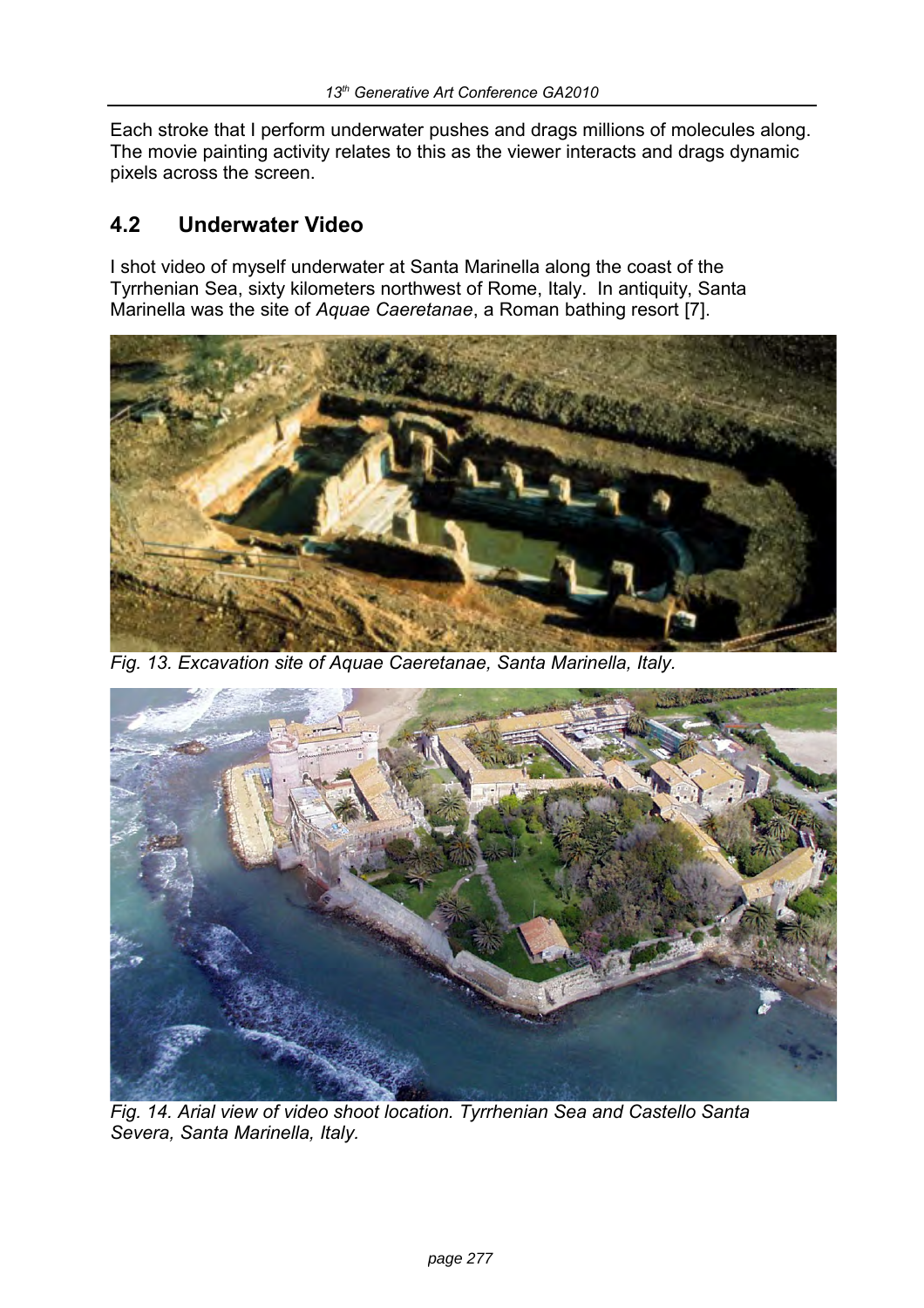Each stroke that I perform underwater pushes and drags millions of molecules along. The movie painting activity relates to this as the viewer interacts and drags dynamic pixels across the screen.

## 4.2 Underwater Video

I shot video of myself underwater at Santa Marinella along the coast of the Tyrrhenian Sea, sixty kilometers northwest of Rome, Italy. In antiquity, Santa Marinella was the site of *Aquae Caeretanae*, a Roman bathing resort [7].

*Fig. 13. Excavation site of Aquae Caeretanae, Santa Marinella, Italy.*

*Fig. 14. Arial view of video shoot location. Tyrrhenian Sea and Castello Santa Severa, Santa Marinella, Italy.*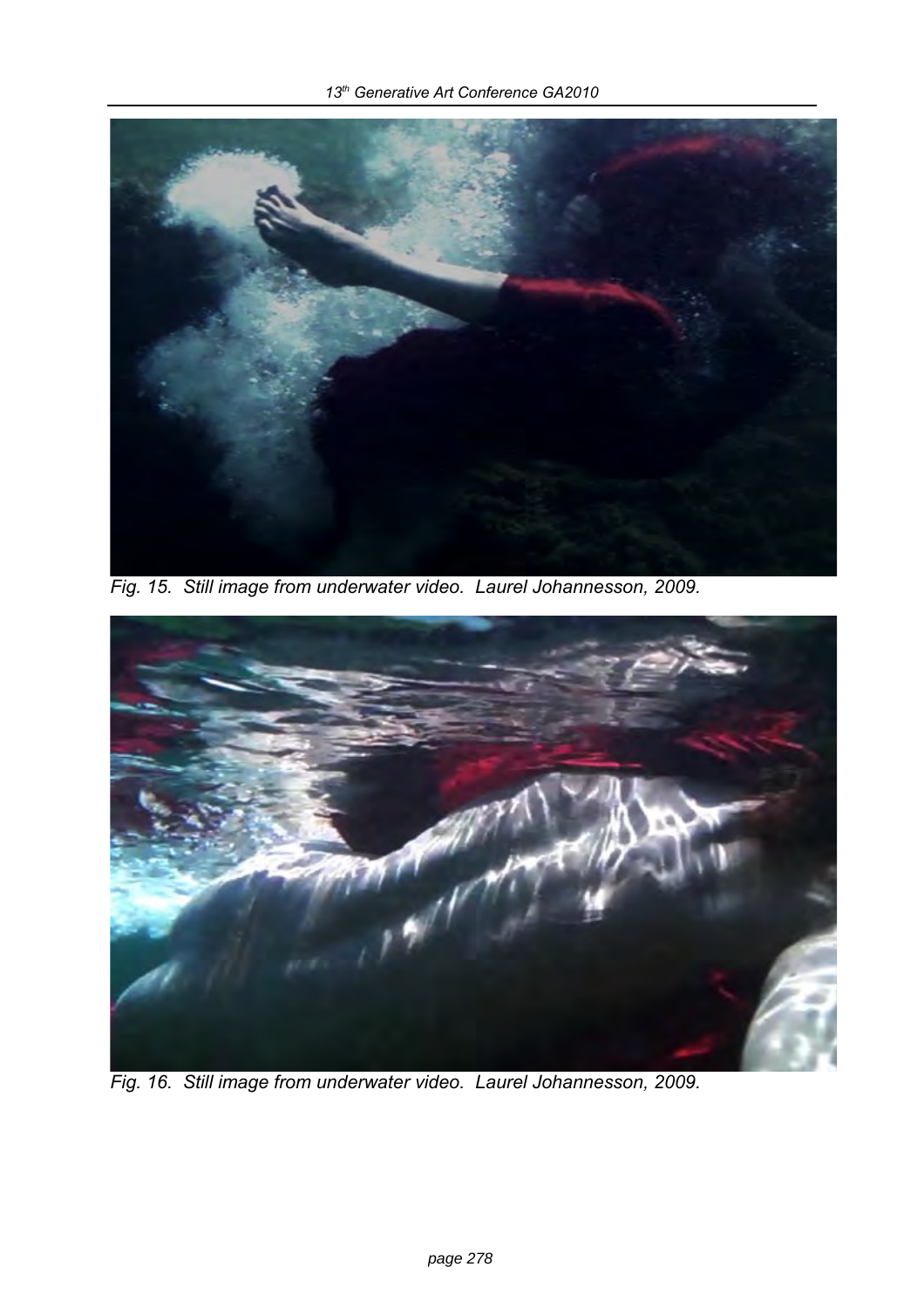Fig. 15. Still image from underwater video. Laurel Johannesson, 2009.

Fig. 16. Still image from underwater video. Laurel Johannesson, 2009.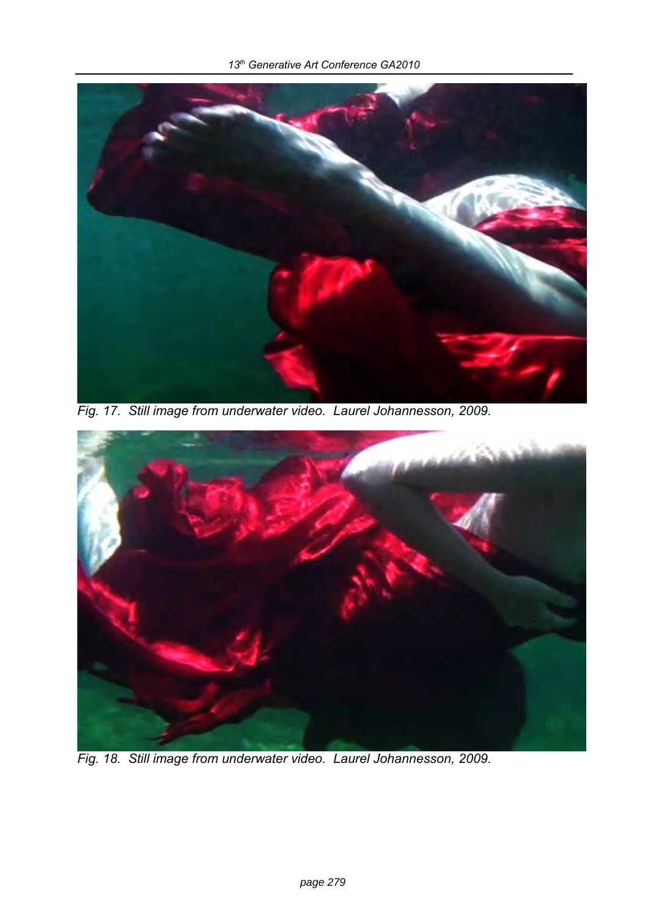Fig. 17. Still image from underwater video. Laurel Johannesson, 2009.

Fig. 18. Still image from underwater video. Laurel Johannesson, 2009.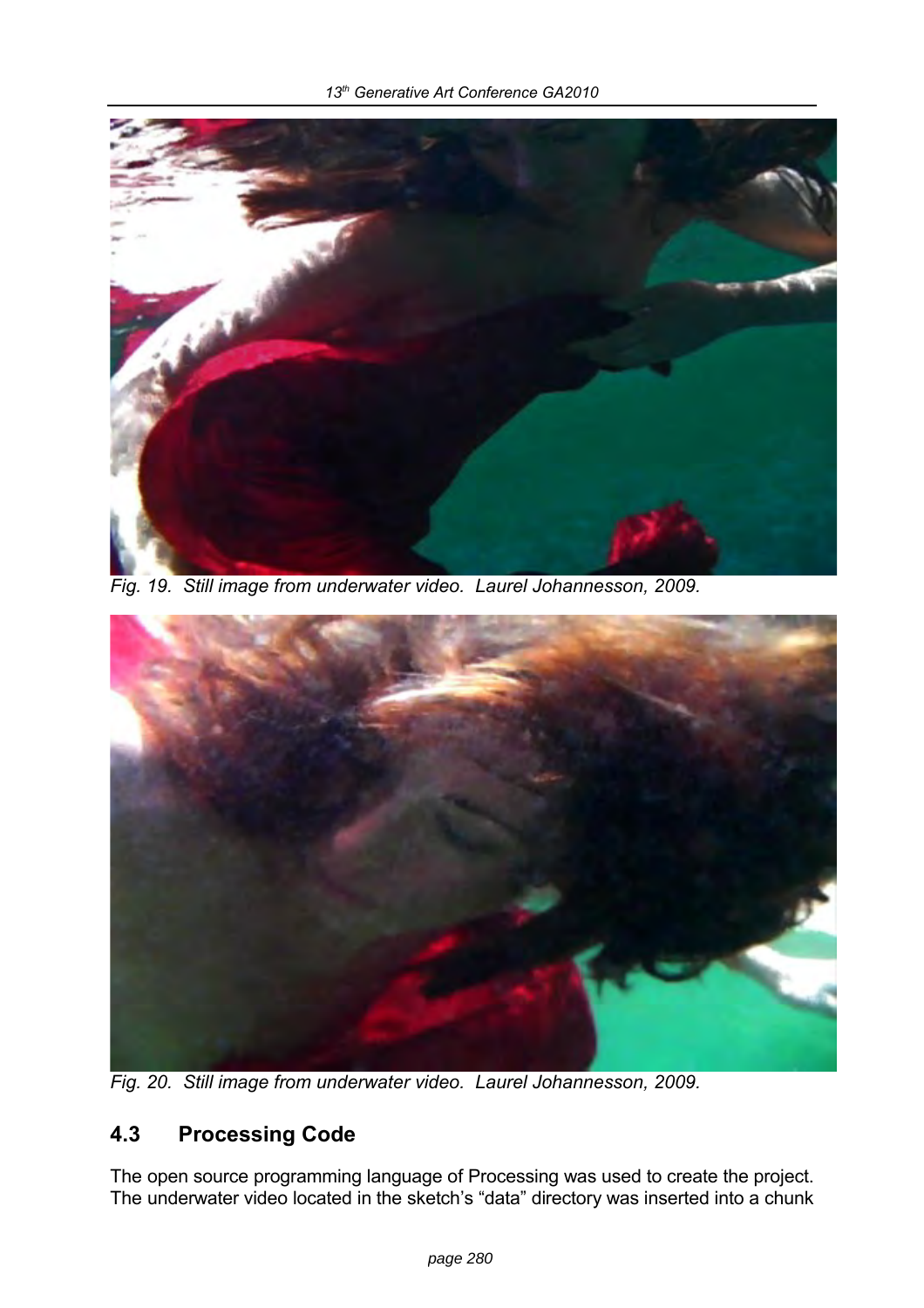Fig. 19. Still image from underwater video. Laurel Johannesson, 2009.

Fig. 20. Still image from underwater video. Laurel Johannesson, 2009.

## 4.3 Processing Code

The open source programming language of Processing was used to create the project. The underwater video located in the sketch's "data" directory was inserted into a chunk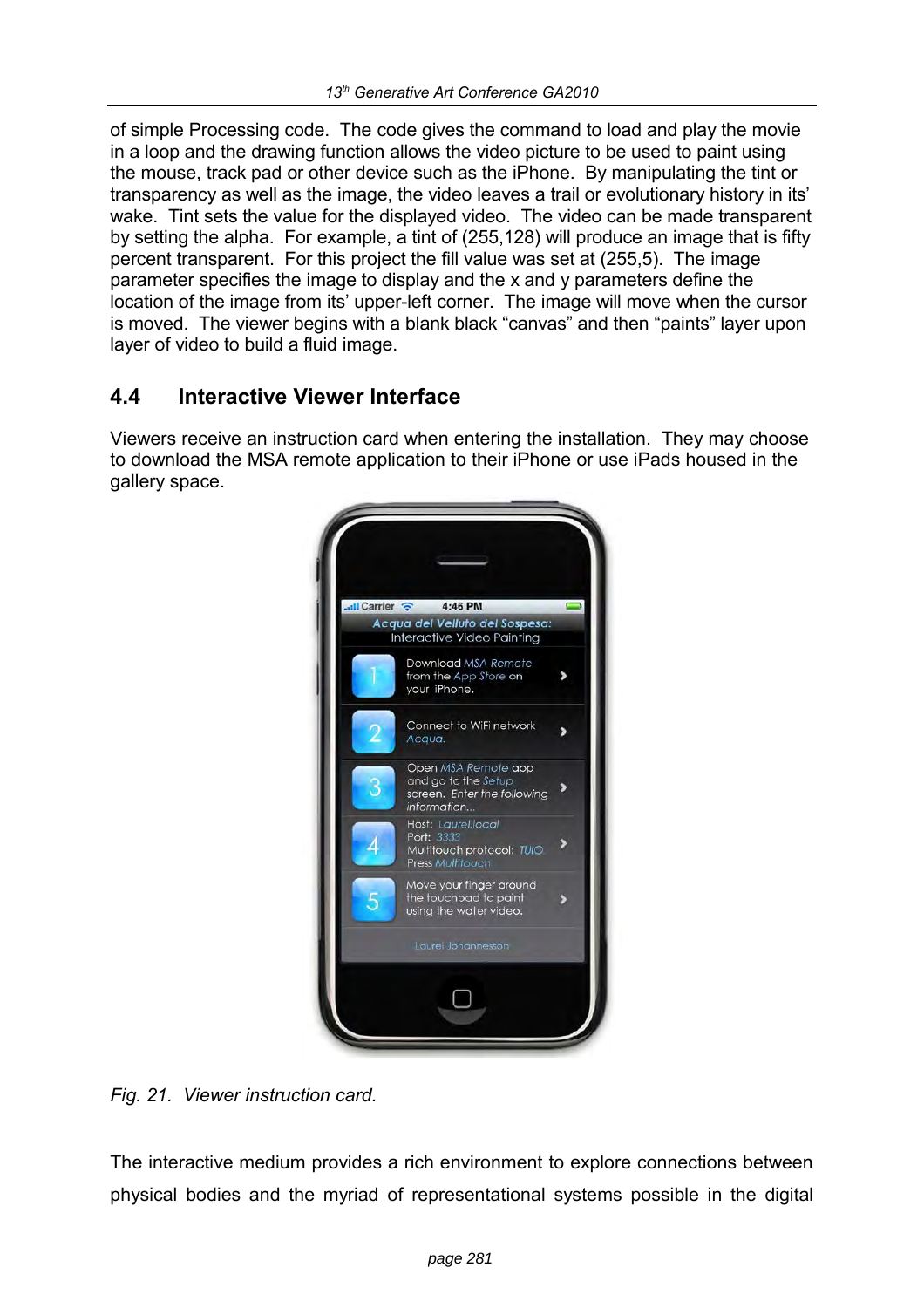of simple Processing code. The code gives the command to load and play the movie in a loop and the drawing function allows the video picture to be used to paint using the mouse, track pad or other device such as the iPhone. By manipulating the tint or transparency as well as the image, the video leaves a trail or evolutionary history in its' wake. Tint sets the value for the displayed video. The video can be made transparent by setting the alpha. For example, a tint of (255,128) will produce an image that is fifty percent transparent. For this project the fill value was set at (255,5). The image parameter specifies the image to display and the x and y parameters define the location of the image from its' upper-left corner. The image will move when the cursor is moved. The viewer begins with a blank black "canvas" and then "paints" layer upon layer of video to build a fluid image.

## 4.4 Interactive Viewer Interface

Viewers receive an instruction card when entering the installation. They may choose to download the MSA remote application to their iPhone or use iPads housed in the gallery space.

*Fig. 21. Viewer instruction card.*

The interactive medium provides a rich environment to explore connections between physical bodies and the myriad of representational systems possible in the digital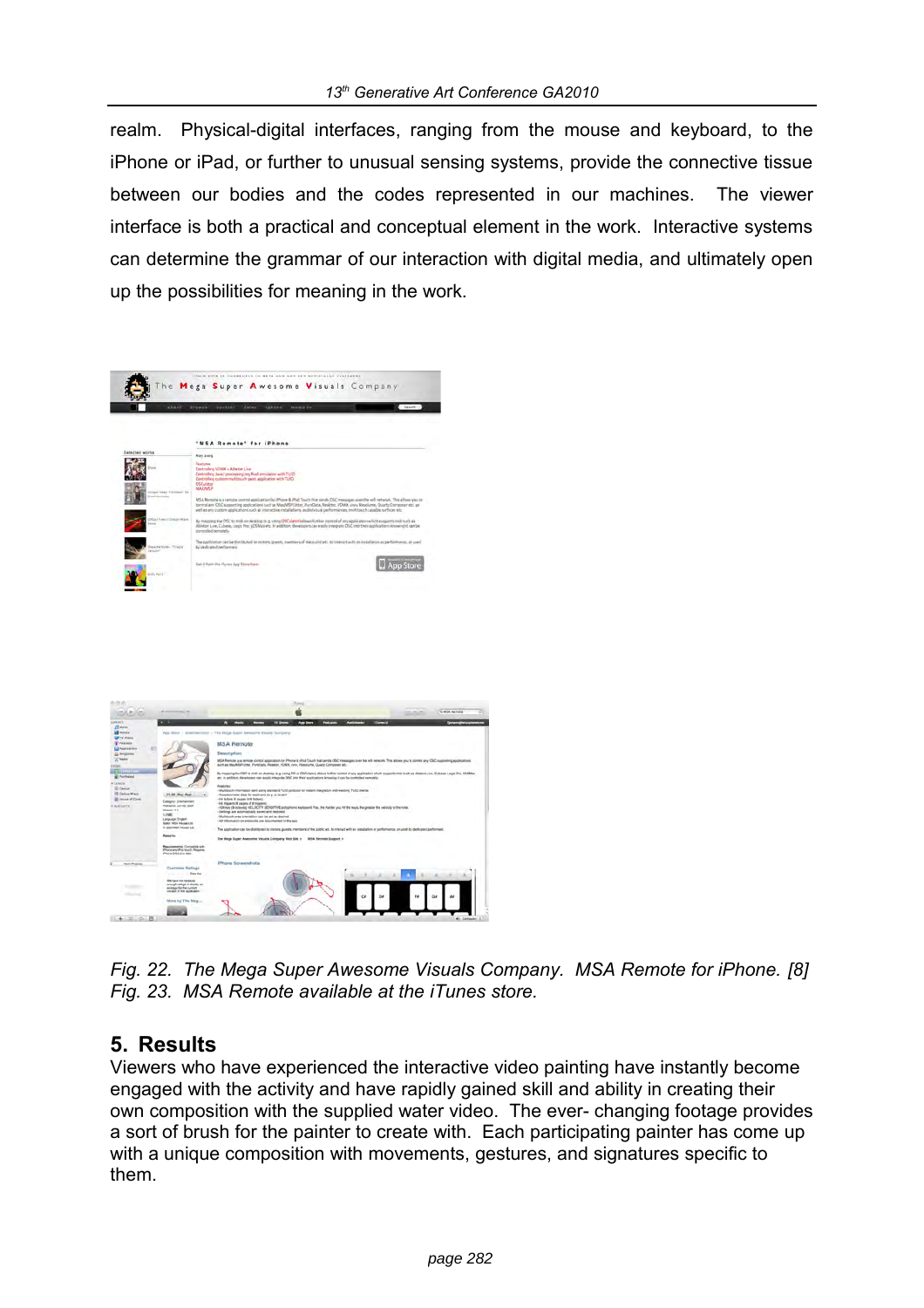realm. Physical-digital interfaces, ranging from the mouse and keyboard, to the iPhone or iPad, or further to unusual sensing systems, provide the connective tissue between our bodies and the codes represented in our machines. The viewer interface is both a practical and conceptual element in the work. Interactive systems can determine the grammar of our interaction with digital media, and ultimately open up the possibilities for meaning in the work.

*Fig. 22. The Mega Super Awesome Visuals Company. MSA Remote for iPhone. [8]*
*Fig. 23. MSA Remote available at the iTunes store.*

## 5. Results

Viewers who have experienced the interactive video painting have instantly become engaged with the activity and have rapidly gained skill and ability in creating their own composition with the supplied water video. The ever- changing footage provides a sort of brush for the painter to create with. Each participating painter has come up with a unique composition with movements, gestures, and signatures specific to them.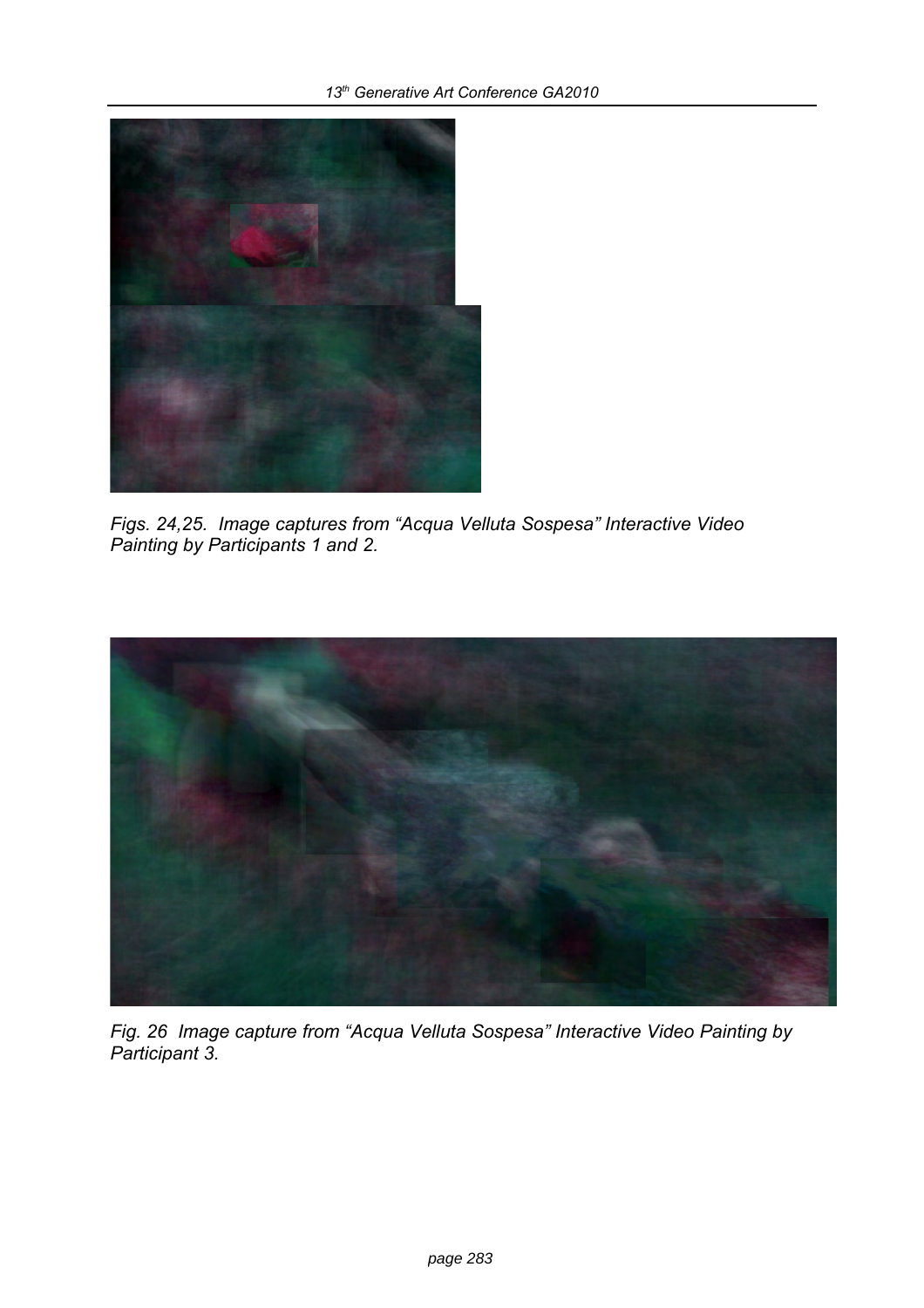*Figs. 24,25. Image captures from "Acqua Velluta Sospesa" Interactive Video Painting by Participants 1 and 2.*

*Fig. 26 Image capture from "Acqua Velluta Sospesa" Interactive Video Painting by Participant 3.*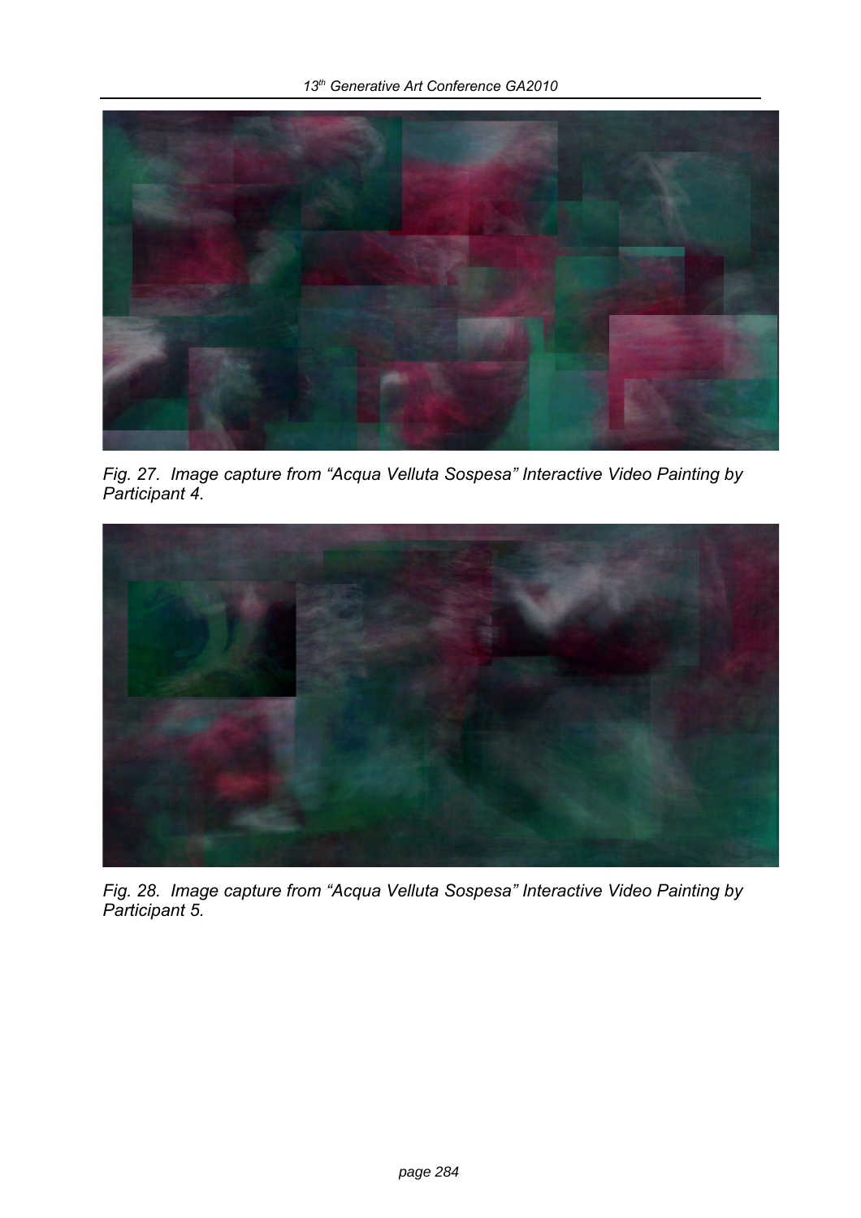*Fig. 27. Image capture from "Acqua Velluta Sospesa" Interactive Video Painting by Participant 4.*

*Fig. 28. Image capture from "Acqua Velluta Sospesa" Interactive Video Painting by Participant 5.*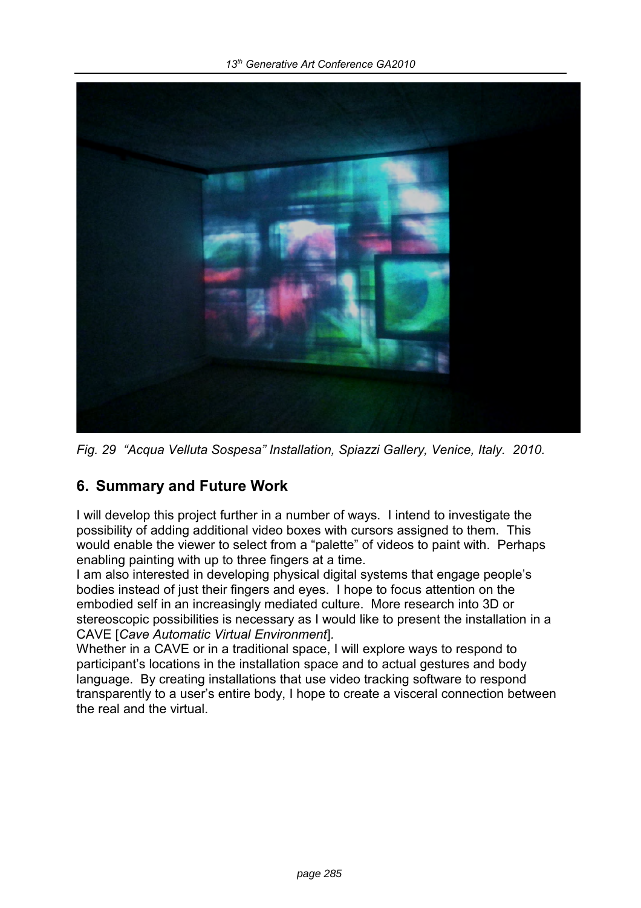*Fig. 29 "Acqua Velluta Sospesa" Installation, Spiazzi Gallery, Venice, Italy. 2010.*

## 6. Summary and Future Work

I will develop this project further in a number of ways. I intend to investigate the possibility of adding additional video boxes with cursors assigned to them. This would enable the viewer to select from a "palette" of videos to paint with. Perhaps enabling painting with up to three fingers at a time.
I am also interested in developing physical digital systems that engage people's bodies instead of just their fingers and eyes. I hope to focus attention on the embodied self in an increasingly mediated culture. More research into 3D or stereoscopic possibilities is necessary as I would like to present the installation in a CAVE [*Cave Automatic Virtual Environment*].
Whether in a CAVE or in a traditional space, I will explore ways to respond to participant's locations in the installation space and to actual gestures and body language. By creating installations that use video tracking software to respond transparently to a user's entire body, I hope to create a visceral connection between the real and the virtual.